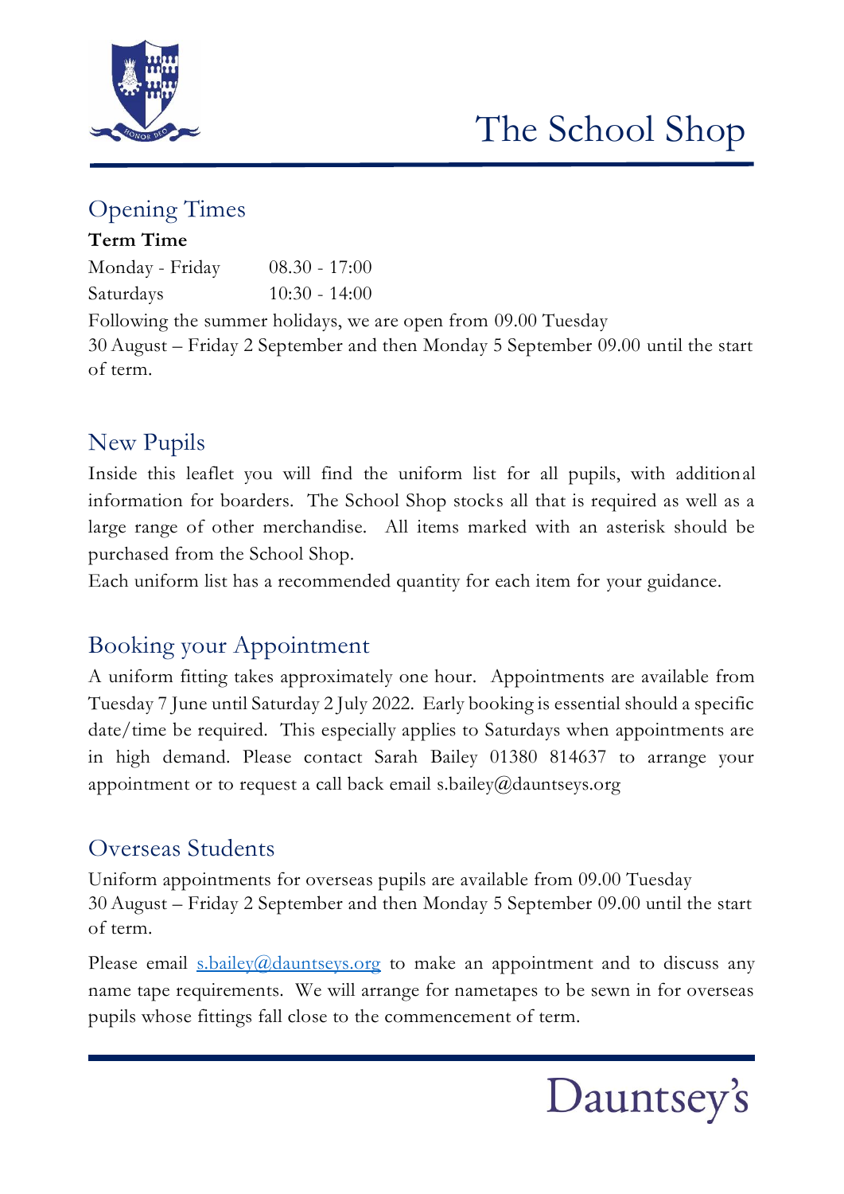# The School Shop

## Opening Times

**Term Time**

| | |
|---|---|
| Monday - Friday | 08.30 - 17:00 |
| Saturdays | 10:30 - 14:00 |

Following the summer holidays, we are open from 09.00 Tuesday 30 August – Friday 2 September and then Monday 5 September 09.00 until the start of term.

## New Pupils

Inside this leaflet you will find the uniform list for all pupils, with additional information for boarders. The School Shop stocks all that is required as well as a large range of other merchandise. All items marked with an asterisk should be purchased from the School Shop.

Each uniform list has a recommended quantity for each item for your guidance.

## Booking your Appointment

A uniform fitting takes approximately one hour. Appointments are available from Tuesday 7 June until Saturday 2 July 2022. Early booking is essential should a specific date/time be required. This especially applies to Saturdays when appointments are in high demand. Please contact Sarah Bailey 01380 814637 to arrange your appointment or to request a call back email s.bailey@dauntseys.org

## Overseas Students

Uniform appointments for overseas pupils are available from 09.00 Tuesday 30 August – Friday 2 September and then Monday 5 September 09.00 until the start of term.

Please email s.bailey@dauntseys.org to make an appointment and to discuss any name tape requirements. We will arrange for nametapes to be sewn in for overseas pupils whose fittings fall close to the commencement of term.

Dauntsey's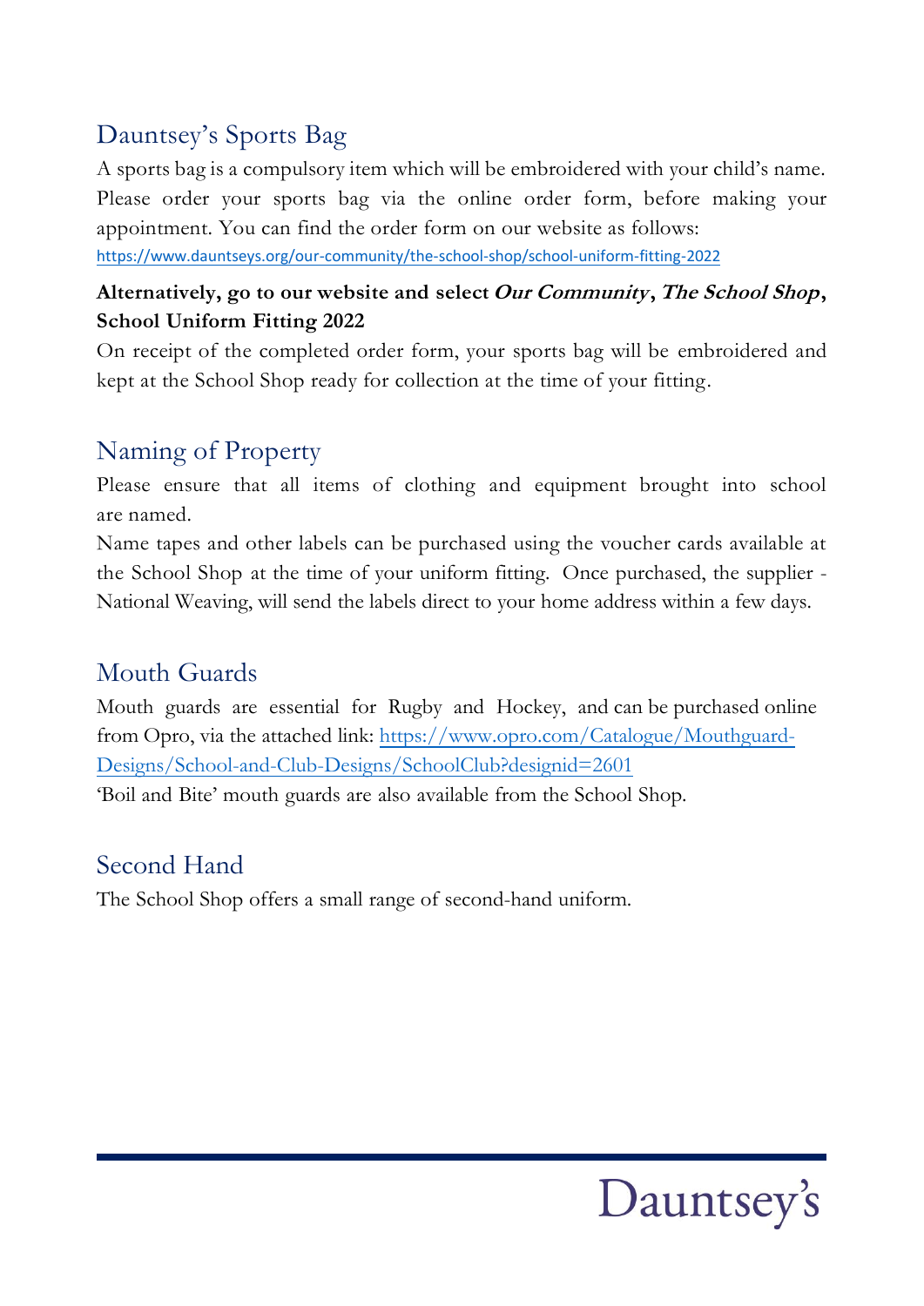## Dauntsey's Sports Bag

A sports bag is a compulsory item which will be embroidered with your child's name. Please order your sports bag via the online order form, before making your appointment. You can find the order form on our website as follows:
https://www.dauntseys.org/our-community/the-school-shop/school-uniform-fitting-2022

**Alternatively, go to our website and select *Our Community*, *The School Shop*, School Uniform Fitting 2022**

On receipt of the completed order form, your sports bag will be embroidered and kept at the School Shop ready for collection at the time of your fitting.

## Naming of Property

Please ensure that all items of clothing and equipment brought into school are named.

Name tapes and other labels can be purchased using the voucher cards available at the School Shop at the time of your uniform fitting. Once purchased, the supplier - National Weaving, will send the labels direct to your home address within a few days.

## Mouth Guards

Mouth guards are essential for Rugby and Hockey, and can be purchased online from Opro, via the attached link: https://www.opro.com/Catalogue/Mouthguard-Designs/School-and-Club-Designs/SchoolClub?designid=2601

'Boil and Bite' mouth guards are also available from the School Shop.

## Second Hand

The School Shop offers a small range of second-hand uniform.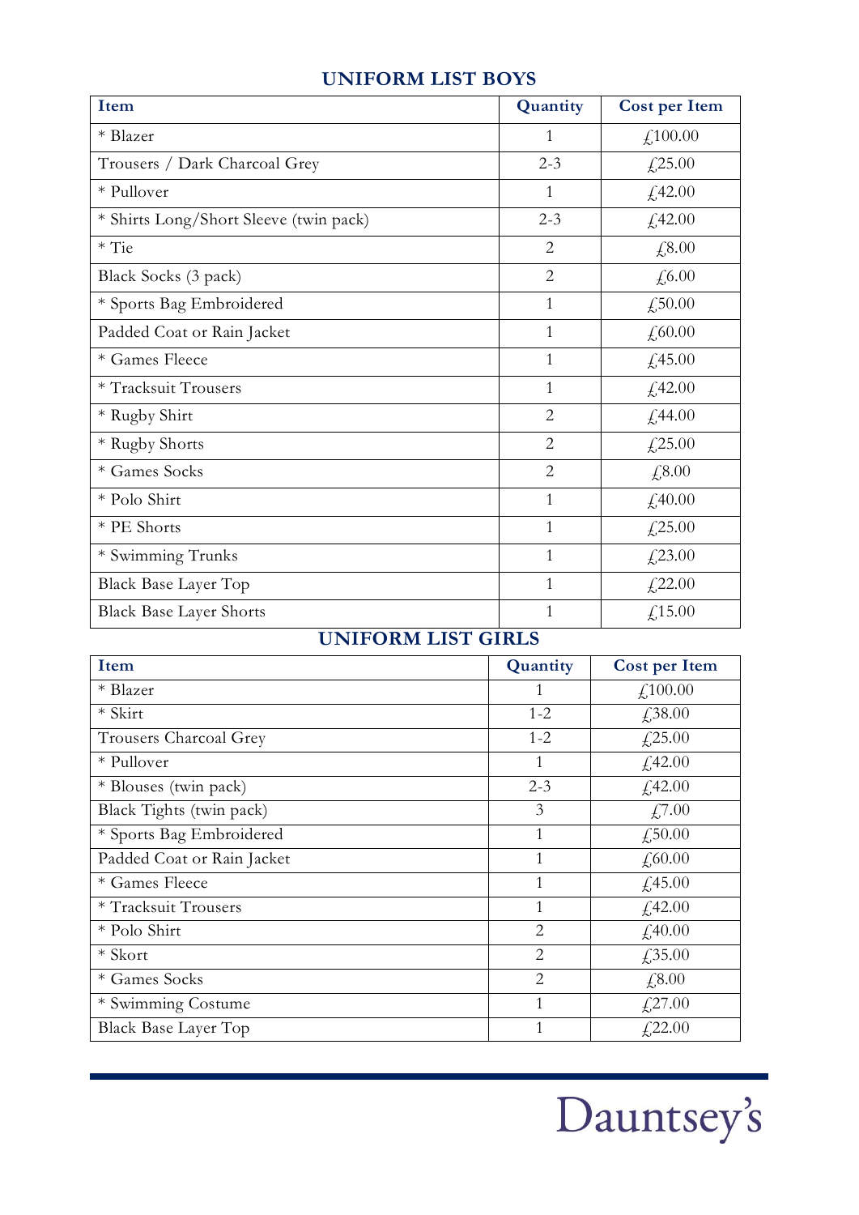## UNIFORM LIST BOYS

| Item | Quantity | Cost per Item |
|---|---|---|
| * Blazer | 1 | £100.00 |
| Trousers / Dark Charcoal Grey | 2-3 | £25.00 |
| * Pullover | 1 | £42.00 |
| * Shirts Long/Short Sleeve (twin pack) | 2-3 | £42.00 |
| * Tie | 2 | £8.00 |
| Black Socks (3 pack) | 2 | £6.00 |
| * Sports Bag Embroidered | 1 | £50.00 |
| Padded Coat or Rain Jacket | 1 | £60.00 |
| * Games Fleece | 1 | £45.00 |
| * Tracksuit Trousers | 1 | £42.00 |
| * Rugby Shirt | 2 | £44.00 |
| * Rugby Shorts | 2 | £25.00 |
| * Games Socks | 2 | £8.00 |
| * Polo Shirt | 1 | £40.00 |
| * PE Shorts | 1 | £25.00 |
| * Swimming Trunks | 1 | £23.00 |
| Black Base Layer Top | 1 | £22.00 |
| Black Base Layer Shorts | 1 | £15.00 |

## UNIFORM LIST GIRLS

| Item | Quantity | Cost per Item |
|---|---|---|
| * Blazer | 1 | £100.00 |
| * Skirt | 1-2 | £38.00 |
| Trousers Charcoal Grey | 1-2 | £25.00 |
| * Pullover | 1 | £42.00 |
| * Blouses (twin pack) | 2-3 | £42.00 |
| Black Tights (twin pack) | 3 | £7.00 |
| * Sports Bag Embroidered | 1 | £50.00 |
| Padded Coat or Rain Jacket | 1 | £60.00 |
| * Games Fleece | 1 | £45.00 |
| * Tracksuit Trousers | 1 | £42.00 |
| * Polo Shirt | 2 | £40.00 |
| * Skort | 2 | £35.00 |
| * Games Socks | 2 | £8.00 |
| * Swimming Costume | 1 | £27.00 |
| Black Base Layer Top | 1 | £22.00 |

Dauntsey's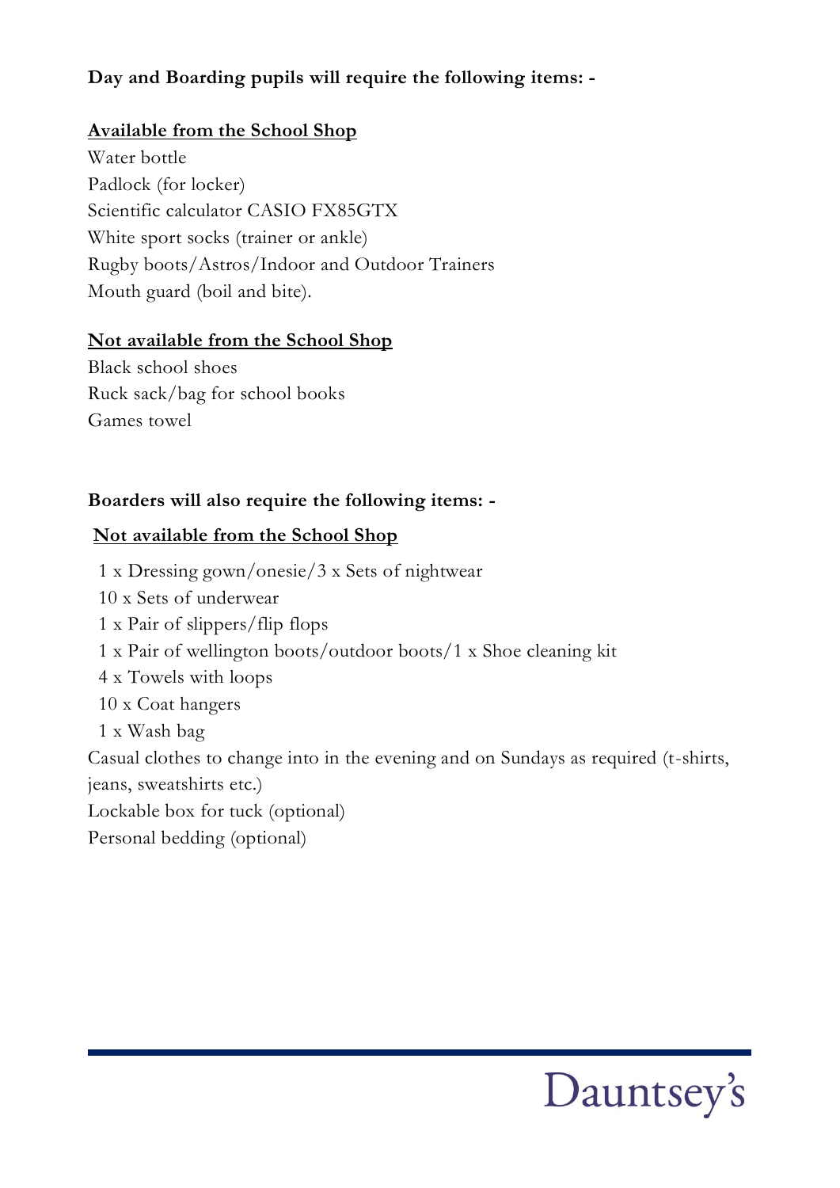**Day and Boarding pupils will require the following items: -**

**Available from the School Shop**

Water bottle
Padlock (for locker)
Scientific calculator CASIO FX85GTX
White sport socks (trainer or ankle)
Rugby boots/Astros/Indoor and Outdoor Trainers
Mouth guard (boil and bite).

**Not available from the School Shop**

Black school shoes
Ruck sack/bag for school books
Games towel

**Boarders will also require the following items: -**

**Not available from the School Shop**

1 x Dressing gown/onesie/3 x Sets of nightwear
10 x Sets of underwear
1 x Pair of slippers/flip flops
1 x Pair of wellington boots/outdoor boots/1 x Shoe cleaning kit
4 x Towels with loops
10 x Coat hangers
1 x Wash bag
Casual clothes to change into in the evening and on Sundays as required (t-shirts, jeans, sweatshirts etc.)
Lockable box for tuck (optional)
Personal bedding (optional)